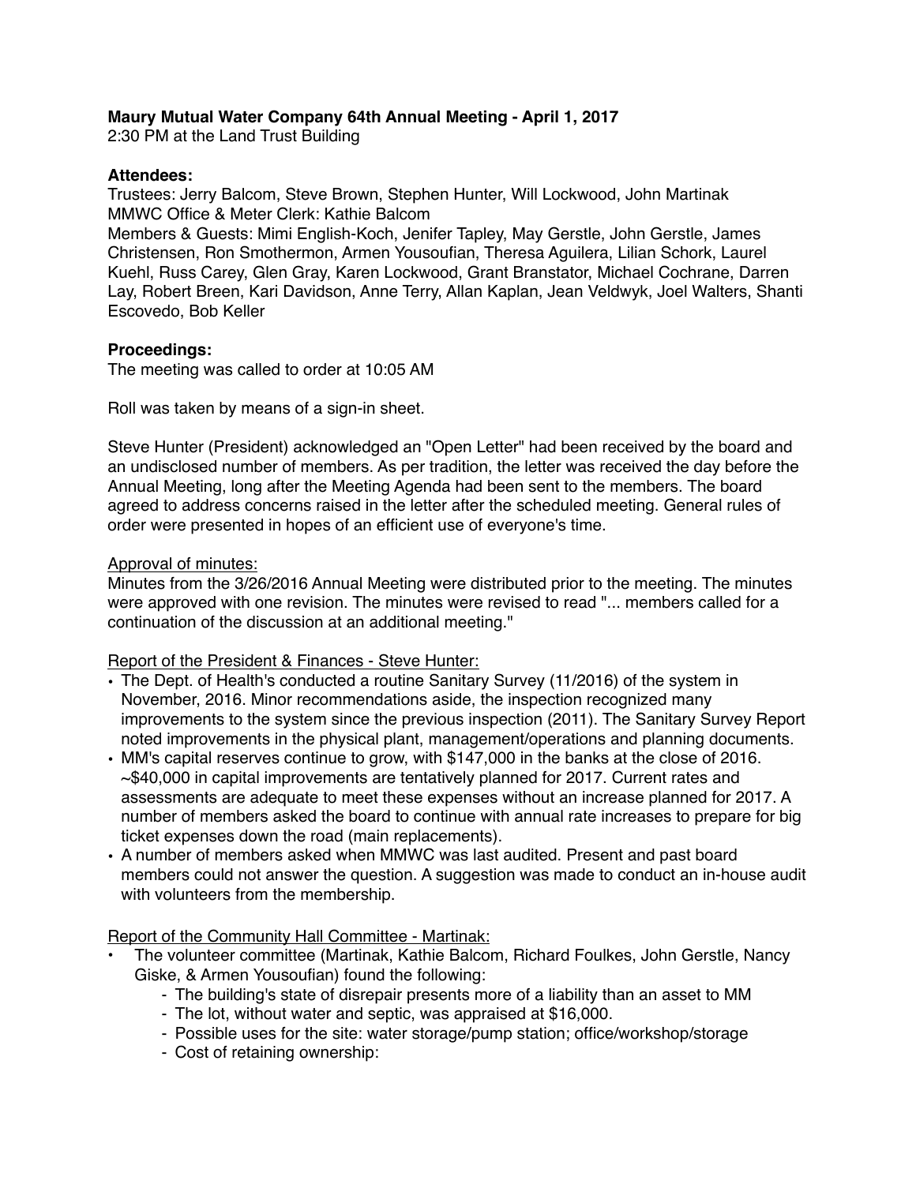**Maury Mutual Water Company 64th Annual Meeting - April 1, 2017**
2:30 PM at the Land Trust Building

**Attendees:**
Trustees: Jerry Balcom, Steve Brown, Stephen Hunter, Will Lockwood, John Martinak
MMWC Office & Meter Clerk: Kathie Balcom
Members & Guests: Mimi English-Koch, Jenifer Tapley, May Gerstle, John Gerstle, James Christensen, Ron Smothermon, Armen Yousoufian, Theresa Aguilera, Lilian Schork, Laurel Kuehl, Russ Carey, Glen Gray, Karen Lockwood, Grant Branstator, Michael Cochrane, Darren Lay, Robert Breen, Kari Davidson, Anne Terry, Allan Kaplan, Jean Veldwyk, Joel Walters, Shanti Escovedo, Bob Keller

**Proceedings:**
The meeting was called to order at 10:05 AM

Roll was taken by means of a sign-in sheet.

Steve Hunter (President) acknowledged an "Open Letter" had been received by the board and an undisclosed number of members. As per tradition, the letter was received the day before the Annual Meeting, long after the Meeting Agenda had been sent to the members. The board agreed to address concerns raised in the letter after the scheduled meeting. General rules of order were presented in hopes of an efficient use of everyone's time.

Approval of minutes:
Minutes from the 3/26/2016 Annual Meeting were distributed prior to the meeting. The minutes were approved with one revision. The minutes were revised to read "... members called for a continuation of the discussion at an additional meeting."

Report of the President & Finances - Steve Hunter:

- The Dept. of Health's conducted a routine Sanitary Survey (11/2016) of the system in November, 2016. Minor recommendations aside, the inspection recognized many improvements to the system since the previous inspection (2011). The Sanitary Survey Report noted improvements in the physical plant, management/operations and planning documents.
- MM's capital reserves continue to grow, with $147,000 in the banks at the close of 2016. ~$40,000 in capital improvements are tentatively planned for 2017. Current rates and assessments are adequate to meet these expenses without an increase planned for 2017. A number of members asked the board to continue with annual rate increases to prepare for big ticket expenses down the road (main replacements).
- A number of members asked when MMWC was last audited. Present and past board members could not answer the question. A suggestion was made to conduct an in-house audit with volunteers from the membership.

Report of the Community Hall Committee - Martinak:

- The volunteer committee (Martinak, Kathie Balcom, Richard Foulkes, John Gerstle, Nancy Giske, & Armen Yousoufian) found the following:
    - The building's state of disrepair presents more of a liability than an asset to MM
    - The lot, without water and septic, was appraised at $16,000.
    - Possible uses for the site: water storage/pump station; office/workshop/storage
    - Cost of retaining ownership: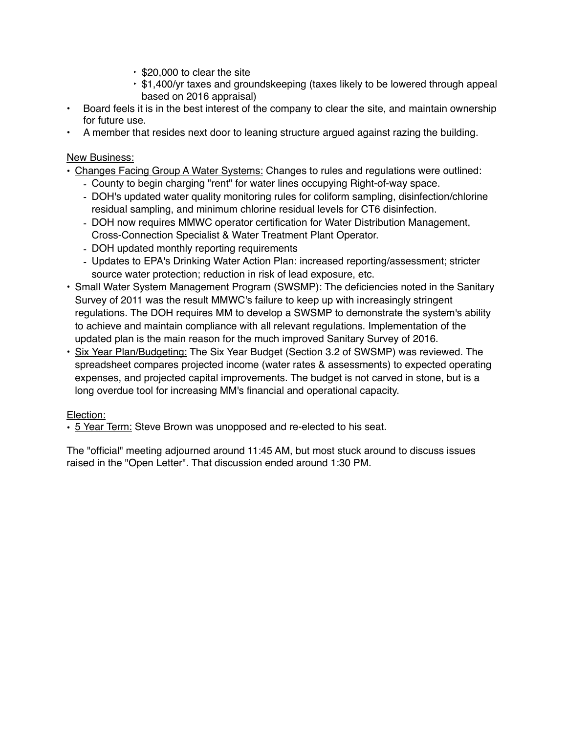- $20,000 to clear the site
    - $1,400/yr taxes and groundskeeping (taxes likely to be lowered through appeal based on 2016 appraisal)
- Board feels it is in the best interest of the company to clear the site, and maintain ownership for future use.
- A member that resides next door to leaning structure argued against razing the building.

New Business:

- Changes Facing Group A Water Systems: Changes to rules and regulations were outlined:
    - County to begin charging "rent" for water lines occupying Right-of-way space.
    - DOH's updated water quality monitoring rules for coliform sampling, disinfection/chlorine residual sampling, and minimum chlorine residual levels for CT6 disinfection.
    - DOH now requires MMWC operator certification for Water Distribution Management, Cross-Connection Specialist & Water Treatment Plant Operator.
    - DOH updated monthly reporting requirements
    - Updates to EPA's Drinking Water Action Plan: increased reporting/assessment; stricter source water protection; reduction in risk of lead exposure, etc.
- Small Water System Management Program (SWSMP): The deficiencies noted in the Sanitary Survey of 2011 was the result MMWC's failure to keep up with increasingly stringent regulations. The DOH requires MM to develop a SWSMP to demonstrate the system's ability to achieve and maintain compliance with all relevant regulations. Implementation of the updated plan is the main reason for the much improved Sanitary Survey of 2016.
- Six Year Plan/Budgeting: The Six Year Budget (Section 3.2 of SWSMP) was reviewed. The spreadsheet compares projected income (water rates & assessments) to expected operating expenses, and projected capital improvements. The budget is not carved in stone, but is a long overdue tool for increasing MM's financial and operational capacity.

Election:

- 5 Year Term: Steve Brown was unopposed and re-elected to his seat.

The "official" meeting adjourned around 11:45 AM, but most stuck around to discuss issues raised in the "Open Letter". That discussion ended around 1:30 PM.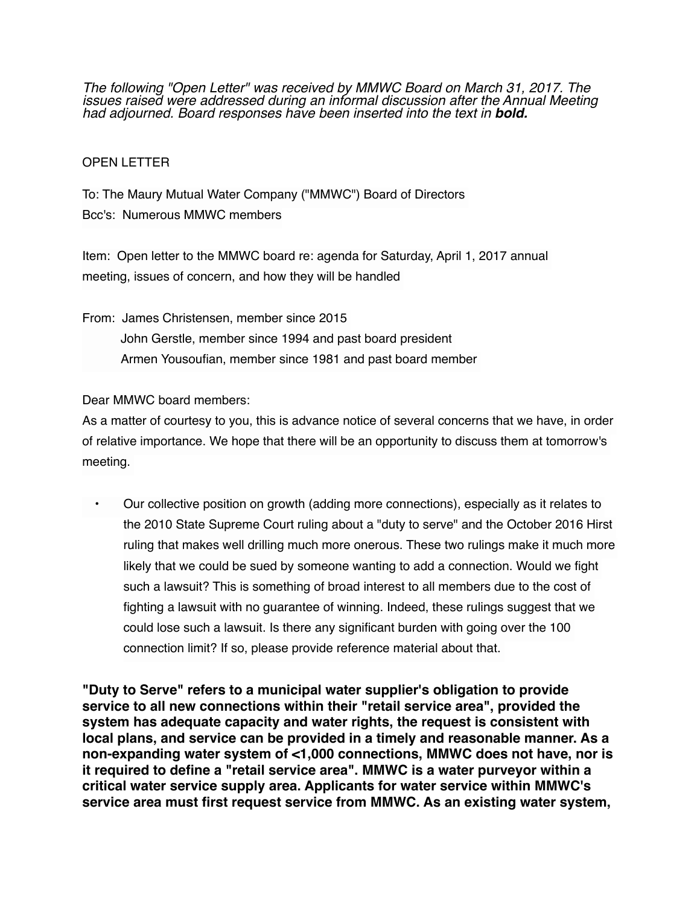*The following "Open Letter" was received by MMWC Board on March 31, 2017. The issues raised were addressed during an informal discussion after the Annual Meeting had adjourned. Board responses have been inserted into the text in* ***bold.***

OPEN LETTER

To: The Maury Mutual Water Company ("MMWC") Board of Directors
Bcc's: Numerous MMWC members

Item: Open letter to the MMWC board re: agenda for Saturday, April 1, 2017 annual meeting, issues of concern, and how they will be handled

From: James Christensen, member since 2015
John Gerstle, member since 1994 and past board president
Armen Yousoufian, member since 1981 and past board member

Dear MMWC board members:
As a matter of courtesy to you, this is advance notice of several concerns that we have, in order of relative importance. We hope that there will be an opportunity to discuss them at tomorrow's meeting.

- Our collective position on growth (adding more connections), especially as it relates to the 2010 State Supreme Court ruling about a "duty to serve" and the October 2016 Hirst ruling that makes well drilling much more onerous. These two rulings make it much more likely that we could be sued by someone wanting to add a connection. Would we fight such a lawsuit? This is something of broad interest to all members due to the cost of fighting a lawsuit with no guarantee of winning. Indeed, these rulings suggest that we could lose such a lawsuit. Is there any significant burden with going over the 100 connection limit? If so, please provide reference material about that.

**"Duty to Serve" refers to a municipal water supplier's obligation to provide service to all new connections within their "retail service area", provided the system has adequate capacity and water rights, the request is consistent with local plans, and service can be provided in a timely and reasonable manner. As a non-expanding water system of <1,000 connections, MMWC does not have, nor is it required to define a "retail service area". MMWC is a water purveyor within a critical water service supply area. Applicants for water service within MMWC's service area must first request service from MMWC. As an existing water system,**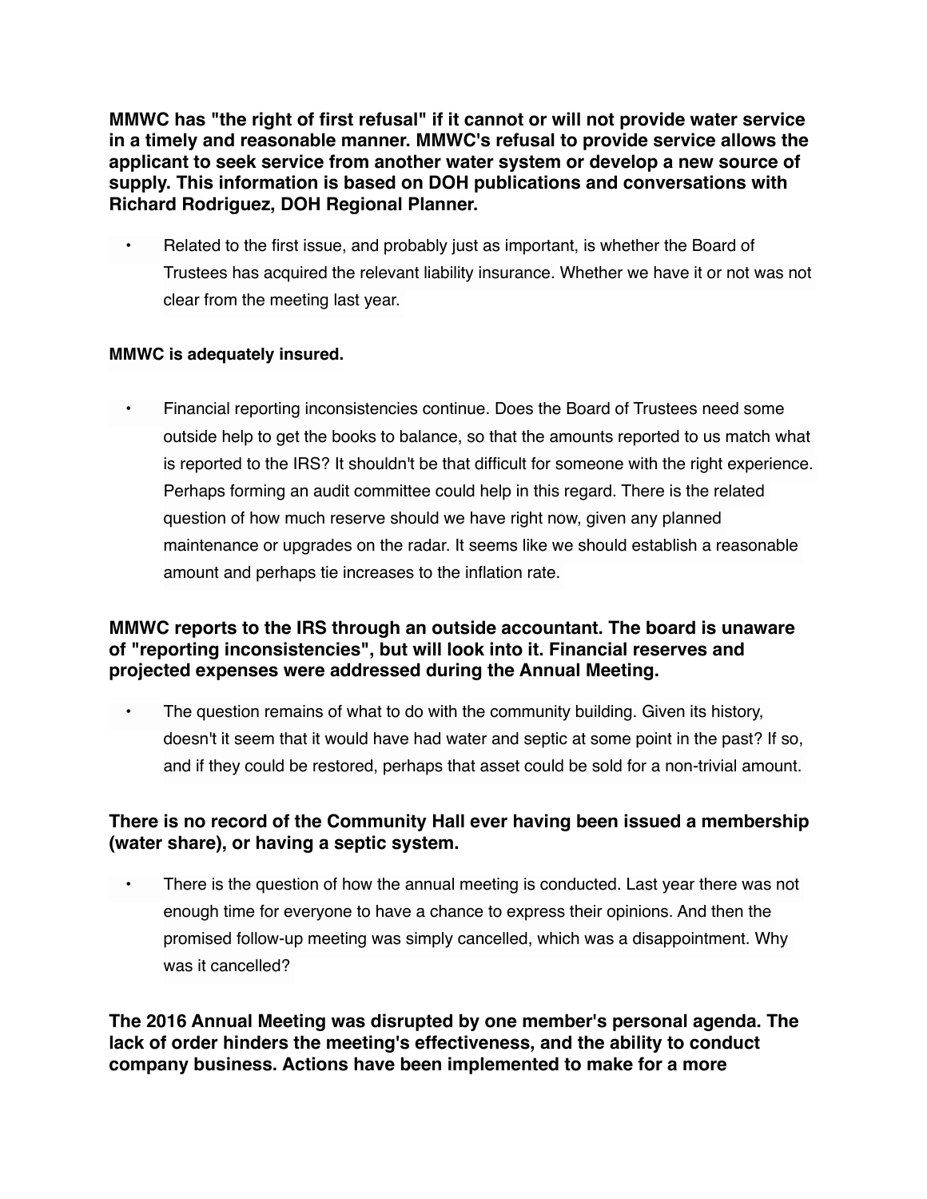**MMWC has "the right of first refusal" if it cannot or will not provide water service in a timely and reasonable manner. MMWC's refusal to provide service allows the applicant to seek service from another water system or develop a new source of supply. This information is based on DOH publications and conversations with Richard Rodriguez, DOH Regional Planner.**

- Related to the first issue, and probably just as important, is whether the Board of Trustees has acquired the relevant liability insurance. Whether we have it or not was not clear from the meeting last year.

**MMWC is adequately insured.**

- Financial reporting inconsistencies continue. Does the Board of Trustees need some outside help to get the books to balance, so that the amounts reported to us match what is reported to the IRS? It shouldn't be that difficult for someone with the right experience. Perhaps forming an audit committee could help in this regard. There is the related question of how much reserve should we have right now, given any planned maintenance or upgrades on the radar. It seems like we should establish a reasonable amount and perhaps tie increases to the inflation rate.

**MMWC reports to the IRS through an outside accountant. The board is unaware of "reporting inconsistencies", but will look into it. Financial reserves and projected expenses were addressed during the Annual Meeting.**

- The question remains of what to do with the community building. Given its history, doesn't it seem that it would have had water and septic at some point in the past? If so, and if they could be restored, perhaps that asset could be sold for a non-trivial amount.

**There is no record of the Community Hall ever having been issued a membership (water share), or having a septic system.**

- There is the question of how the annual meeting is conducted. Last year there was not enough time for everyone to have a chance to express their opinions. And then the promised follow-up meeting was simply cancelled, which was a disappointment. Why was it cancelled?

**The 2016 Annual Meeting was disrupted by one member's personal agenda. The lack of order hinders the meeting's effectiveness, and the ability to conduct company business. Actions have been implemented to make for a more**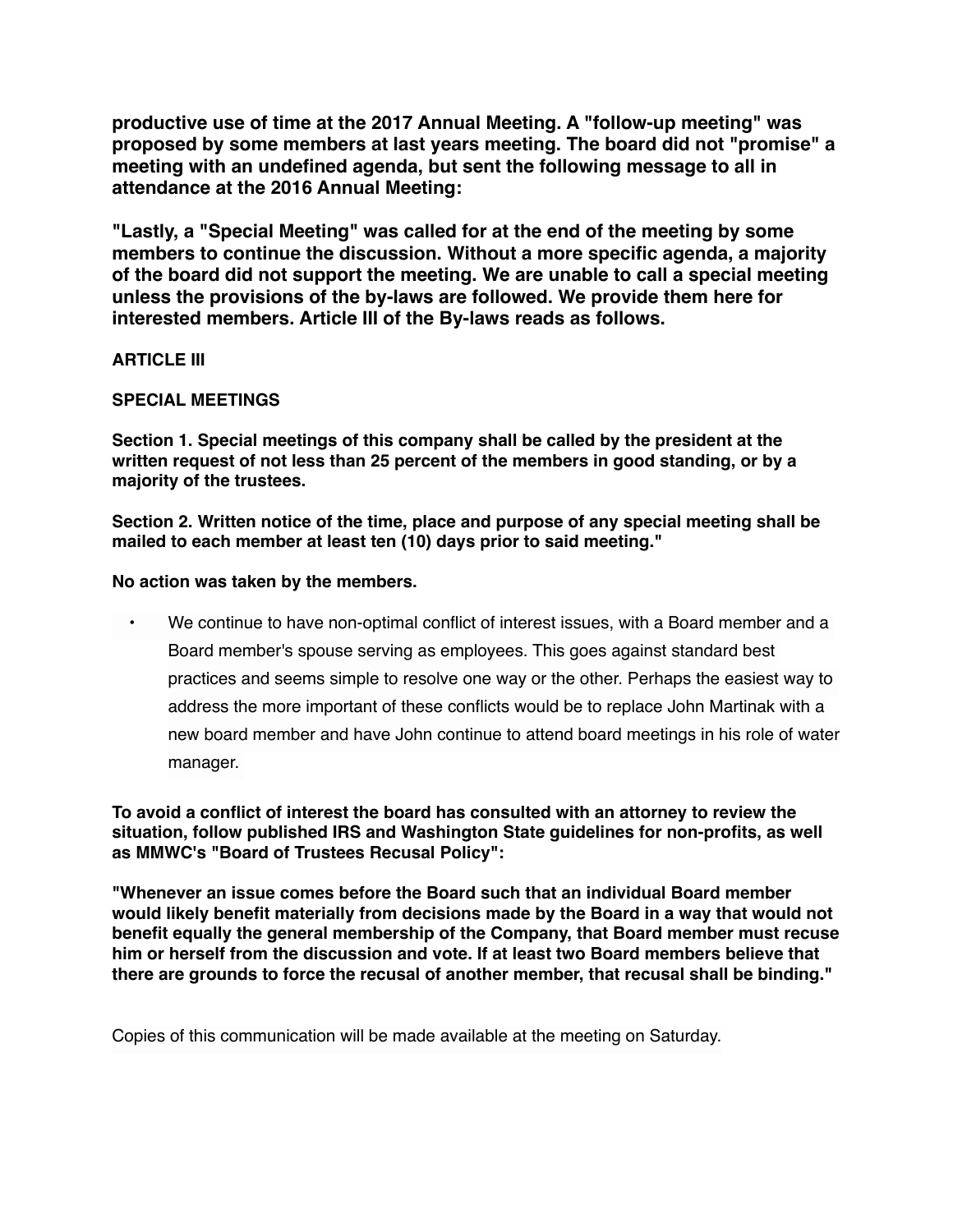**productive use of time at the 2017 Annual Meeting. A "follow-up meeting" was proposed by some members at last years meeting. The board did not "promise" a meeting with an undefined agenda, but sent the following message to all in attendance at the 2016 Annual Meeting:**

**"Lastly, a "Special Meeting" was called for at the end of the meeting by some members to continue the discussion. Without a more specific agenda, a majority of the board did not support the meeting. We are unable to call a special meeting unless the provisions of the by-laws are followed. We provide them here for interested members. Article III of the By-laws reads as follows.**

**ARTICLE III**

**SPECIAL MEETINGS**

**Section 1. Special meetings of this company shall be called by the president at the written request of not less than 25 percent of the members in good standing, or by a majority of the trustees.**

**Section 2. Written notice of the time, place and purpose of any special meeting shall be mailed to each member at least ten (10) days prior to said meeting."**

**No action was taken by the members.**

- We continue to have non-optimal conflict of interest issues, with a Board member and a Board member's spouse serving as employees. This goes against standard best practices and seems simple to resolve one way or the other. Perhaps the easiest way to address the more important of these conflicts would be to replace John Martinak with a new board member and have John continue to attend board meetings in his role of water manager.

**To avoid a conflict of interest the board has consulted with an attorney to review the situation, follow published IRS and Washington State guidelines for non-profits, as well as MMWC's "Board of Trustees Recusal Policy":**

**"Whenever an issue comes before the Board such that an individual Board member would likely benefit materially from decisions made by the Board in a way that would not benefit equally the general membership of the Company, that Board member must recuse him or herself from the discussion and vote. If at least two Board members believe that there are grounds to force the recusal of another member, that recusal shall be binding."**

Copies of this communication will be made available at the meeting on Saturday.